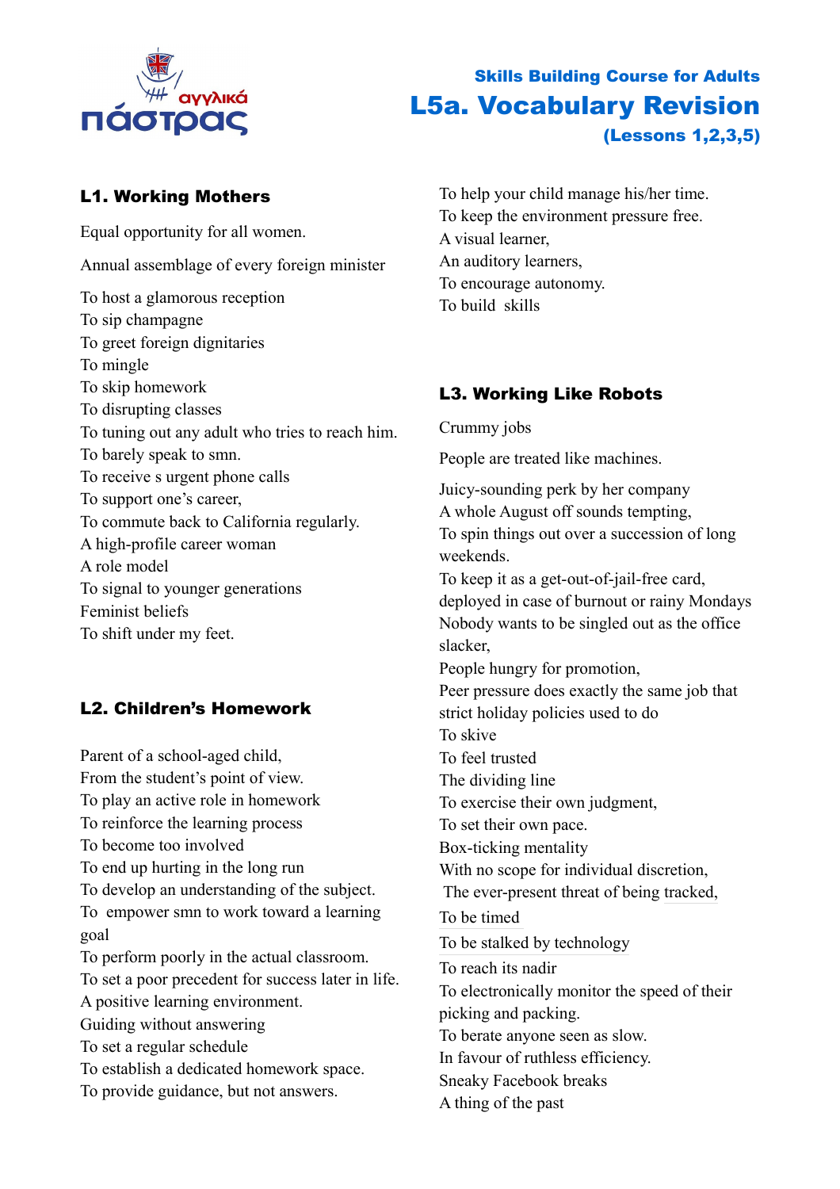Skills Building Course for Adults

# L5a. Vocabulary Revision

**(Lessons 1,2,3,5)**

## L1. Working Mothers

Equal opportunity for all women.

Annual assemblage of every foreign minister

To host a glamorous reception
To sip champagne
To greet foreign dignitaries
To mingle
To skip homework
To disrupting classes
To tuning out any adult who tries to reach him.
To barely speak to smn.
To receive s urgent phone calls
To support one's career,
To commute back to California regularly.
A high-profile career woman
A role model
To signal to younger generations
Feminist beliefs
To shift under my feet.

## L2. Children's Homework

Parent of a school-aged child,
From the student's point of view.
To play an active role in homework
To reinforce the learning process
To become too involved
To end up hurting in the long run
To develop an understanding of the subject.
To empower smn to work toward a learning goal
To perform poorly in the actual classroom.
To set a poor precedent for success later in life.
A positive learning environment.
Guiding without answering
To set a regular schedule
To establish a dedicated homework space.
To provide guidance, but not answers.
To help your child manage his/her time.
To keep the environment pressure free.
A visual learner,
An auditory learners,
To encourage autonomy.
To build skills

## L3. Working Like Robots

Crummy jobs

People are treated like machines.

Juicy-sounding perk by her company
A whole August off sounds tempting,
To spin things out over a succession of long weekends.
To keep it as a get-out-of-jail-free card, deployed in case of burnout or rainy Mondays
Nobody wants to be singled out as the office slacker,
People hungry for promotion,
Peer pressure does exactly the same job that strict holiday policies used to do
To skive
To feel trusted
The dividing line
To exercise their own judgment,
To set their own pace.
Box-ticking mentality
With no scope for individual discretion,
The ever-present threat of being tracked,
To be timed
To be stalked by technology
To reach its nadir
To electronically monitor the speed of their picking and packing.
To berate anyone seen as slow.
In favour of ruthless efficiency.
Sneaky Facebook breaks
A thing of the past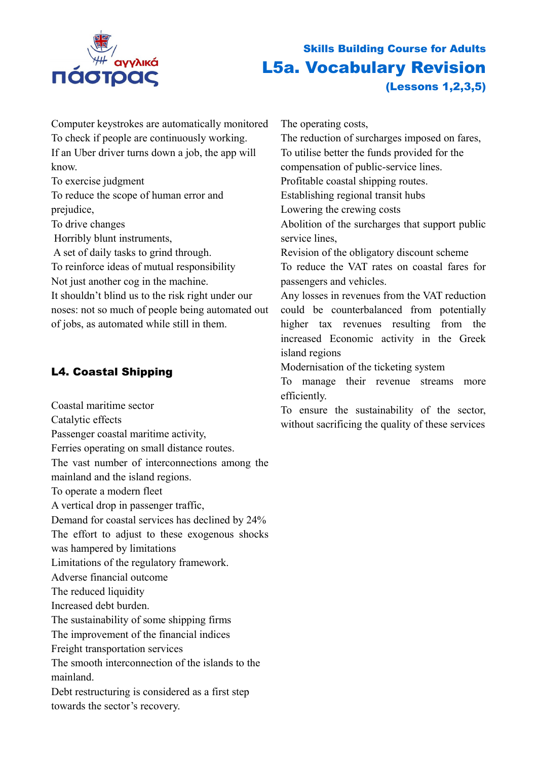**Skills Building Course for Adults**

# L5a. Vocabulary Revision

**(Lessons 1,2,3,5)**

Computer keystrokes are automatically monitored
To check if people are continuously working.
If an Uber driver turns down a job, the app will know.
To exercise judgment
To reduce the scope of human error and prejudice,
To drive changes
Horribly blunt instruments,
A set of daily tasks to grind through.
To reinforce ideas of mutual responsibility
Not just another cog in the machine.
It shouldn't blind us to the risk right under our noses: not so much of people being automated out of jobs, as automated while still in them.

## L4. Coastal Shipping

Coastal maritime sector
Catalytic effects
Passenger coastal maritime activity,
Ferries operating on small distance routes.
The vast number of interconnections among the mainland and the island regions.
To operate a modern fleet
A vertical drop in passenger traffic,
Demand for coastal services has declined by 24%
The effort to adjust to these exogenous shocks was hampered by limitations
Limitations of the regulatory framework.
Adverse financial outcome
The reduced liquidity
Increased debt burden.
The sustainability of some shipping firms
The improvement of the financial indices
Freight transportation services
The smooth interconnection of the islands to the mainland.
Debt restructuring is considered as a first step towards the sector's recovery.
The operating costs,
The reduction of surcharges imposed on fares,
To utilise better the funds provided for the compensation of public-service lines.
Profitable coastal shipping routes.
Establishing regional transit hubs
Lowering the crewing costs
Abolition of the surcharges that support public service lines,
Revision of the obligatory discount scheme
To reduce the VAT rates on coastal fares for passengers and vehicles.
Any losses in revenues from the VAT reduction could be counterbalanced from potentially higher tax revenues resulting from the increased Economic activity in the Greek island regions
Modernisation of the ticketing system
To manage their revenue streams more efficiently.
To ensure the sustainability of the sector, without sacrificing the quality of these services